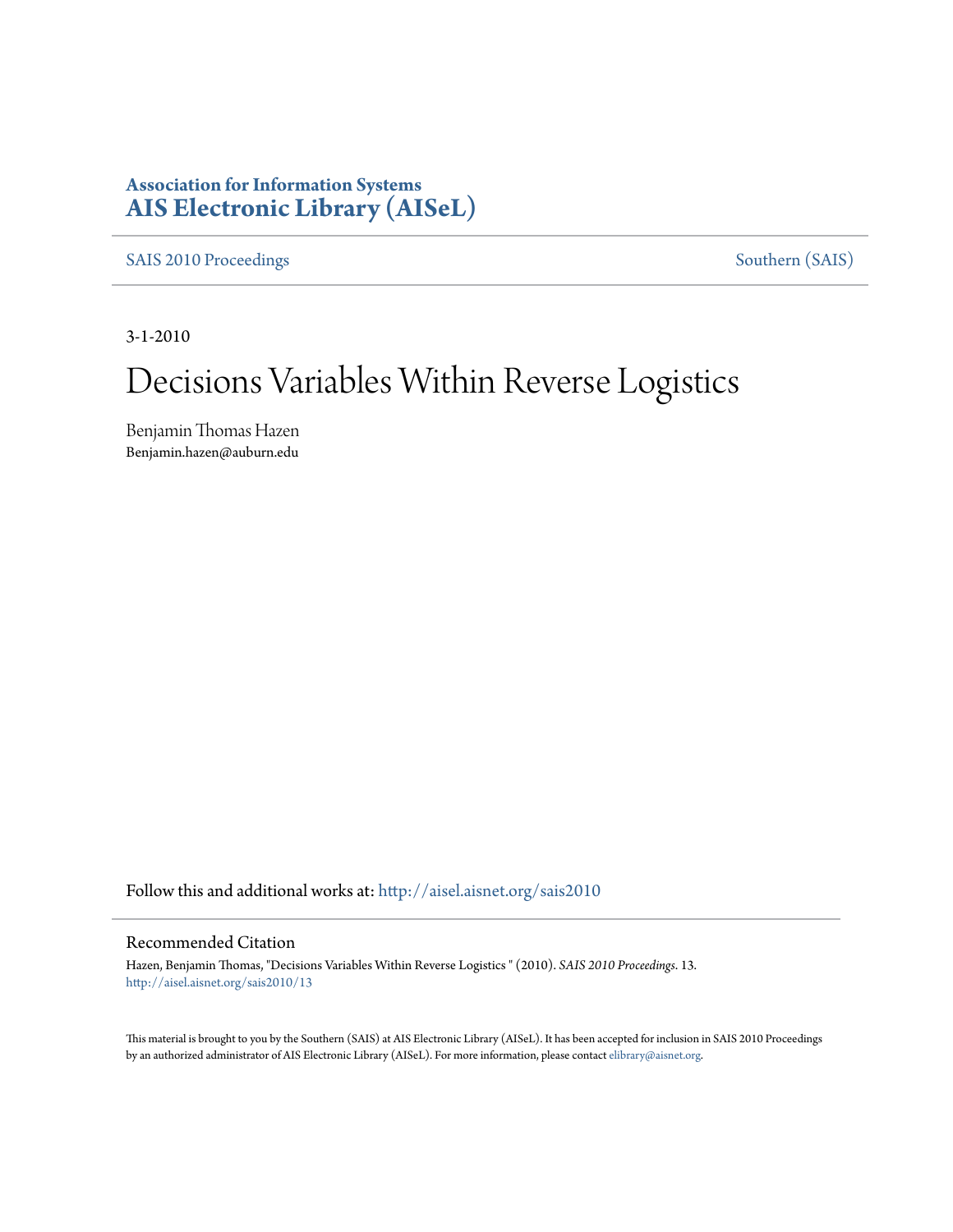**Association for Information Systems**
**AIS Electronic Library (AISeL)**

SAIS 2010 Proceedings — Southern (SAIS)

3-1-2010

# Decisions Variables Within Reverse Logistics

Benjamin Thomas Hazen
Benjamin.hazen@auburn.edu

Follow this and additional works at: http://aisel.aisnet.org/sais2010

## Recommended Citation

Hazen, Benjamin Thomas, "Decisions Variables Within Reverse Logistics " (2010). *SAIS 2010 Proceedings*. 13.
http://aisel.aisnet.org/sais2010/13

This material is brought to you by the Southern (SAIS) at AIS Electronic Library (AISeL). It has been accepted for inclusion in SAIS 2010 Proceedings by an authorized administrator of AIS Electronic Library (AISeL). For more information, please contact elibrary@aisnet.org.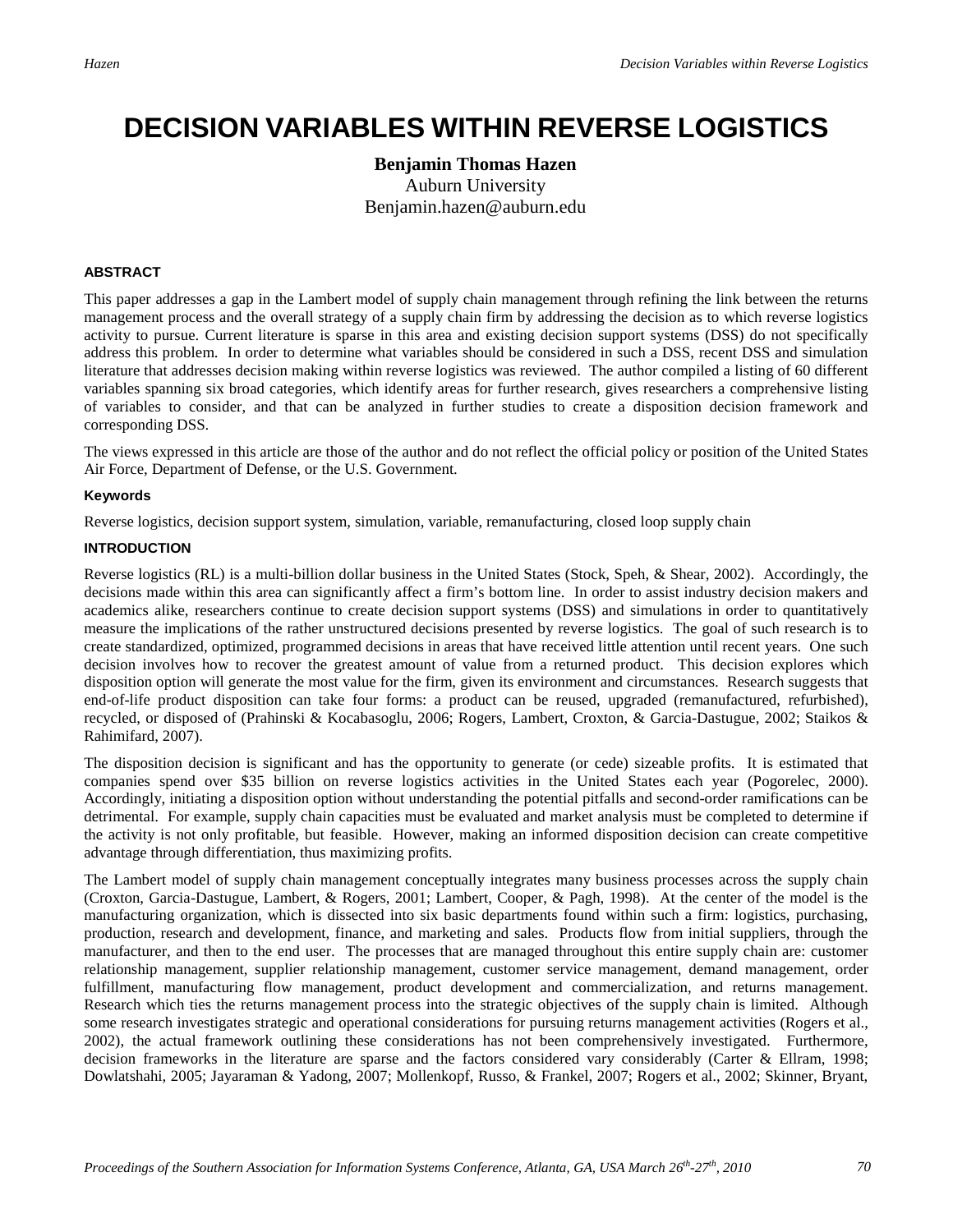// Omitted running header "Hazen / Decision Variables within Reverse Logistics" and footer "Proceedings of the Southern Association for Information Systems Conference, Atlanta, GA, USA March 26th-27th, 2010 / 70".
# DECISION VARIABLES WITHIN REVERSE LOGISTICS

**Benjamin Thomas Hazen**
Auburn University
Benjamin.hazen@auburn.edu

#### ABSTRACT

This paper addresses a gap in the Lambert model of supply chain management through refining the link between the returns management process and the overall strategy of a supply chain firm by addressing the decision as to which reverse logistics activity to pursue. Current literature is sparse in this area and existing decision support systems (DSS) do not specifically address this problem. In order to determine what variables should be considered in such a DSS, recent DSS and simulation literature that addresses decision making within reverse logistics was reviewed. The author compiled a listing of 60 different variables spanning six broad categories, which identify areas for further research, gives researchers a comprehensive listing of variables to consider, and that can be analyzed in further studies to create a disposition decision framework and corresponding DSS.

The views expressed in this article are those of the author and do not reflect the official policy or position of the United States Air Force, Department of Defense, or the U.S. Government.

#### Keywords

Reverse logistics, decision support system, simulation, variable, remanufacturing, closed loop supply chain

#### INTRODUCTION

Reverse logistics (RL) is a multi-billion dollar business in the United States (Stock, Speh, & Shear, 2002). Accordingly, the decisions made within this area can significantly affect a firm's bottom line. In order to assist industry decision makers and academics alike, researchers continue to create decision support systems (DSS) and simulations in order to quantitatively measure the implications of the rather unstructured decisions presented by reverse logistics. The goal of such research is to create standardized, optimized, programmed decisions in areas that have received little attention until recent years. One such decision involves how to recover the greatest amount of value from a returned product. This decision explores which disposition option will generate the most value for the firm, given its environment and circumstances. Research suggests that end-of-life product disposition can take four forms: a product can be reused, upgraded (remanufactured, refurbished), recycled, or disposed of (Prahinski & Kocabasoglu, 2006; Rogers, Lambert, Croxton, & Garcia-Dastugue, 2002; Staikos & Rahimifard, 2007).

The disposition decision is significant and has the opportunity to generate (or cede) sizeable profits. It is estimated that companies spend over $35 billion on reverse logistics activities in the United States each year (Pogorelec, 2000). Accordingly, initiating a disposition option without understanding the potential pitfalls and second-order ramifications can be detrimental. For example, supply chain capacities must be evaluated and market analysis must be completed to determine if the activity is not only profitable, but feasible. However, making an informed disposition decision can create competitive advantage through differentiation, thus maximizing profits.

The Lambert model of supply chain management conceptually integrates many business processes across the supply chain (Croxton, Garcia-Dastugue, Lambert, & Rogers, 2001; Lambert, Cooper, & Pagh, 1998). At the center of the model is the manufacturing organization, which is dissected into six basic departments found within such a firm: logistics, purchasing, production, research and development, finance, and marketing and sales. Products flow from initial suppliers, through the manufacturer, and then to the end user. The processes that are managed throughout this entire supply chain are: customer relationship management, supplier relationship management, customer service management, demand management, order fulfillment, manufacturing flow management, product development and commercialization, and returns management. Research which ties the returns management process into the strategic objectives of the supply chain is limited. Although some research investigates strategic and operational considerations for pursuing returns management activities (Rogers et al., 2002), the actual framework outlining these considerations has not been comprehensively investigated. Furthermore, decision frameworks in the literature are sparse and the factors considered vary considerably (Carter & Ellram, 1998; Dowlatshahi, 2005; Jayaraman & Yadong, 2007; Mollenkopf, Russo, & Frankel, 2007; Rogers et al., 2002; Skinner, Bryant,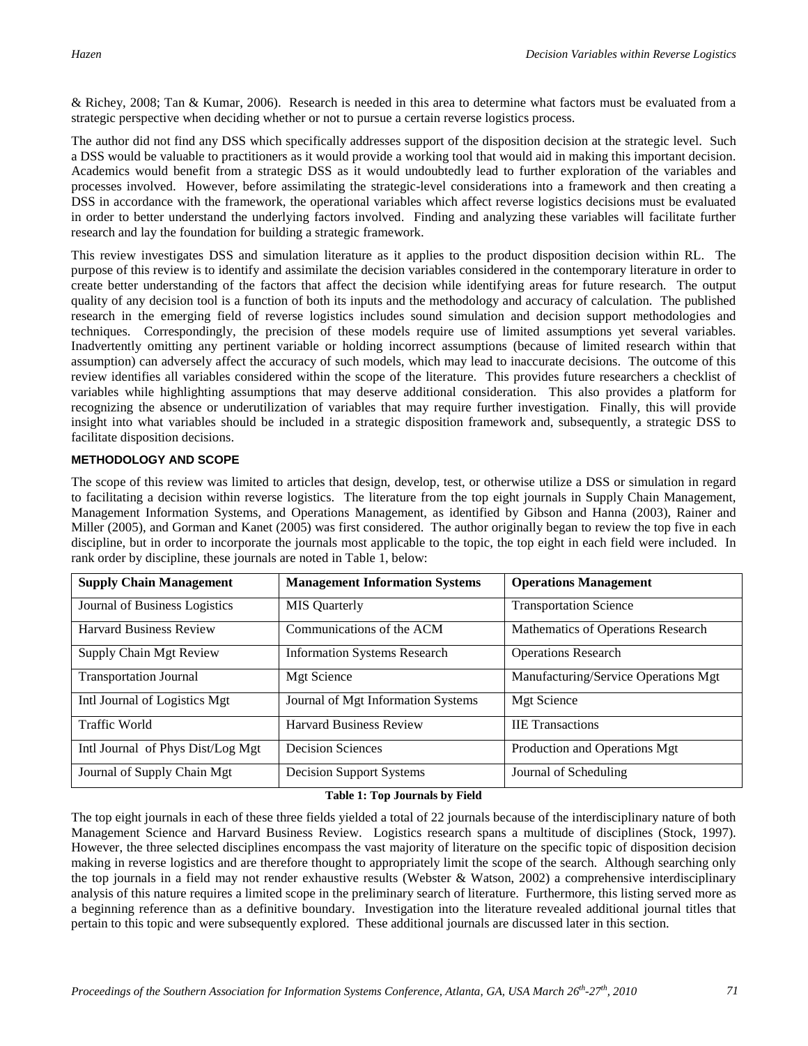& Richey, 2008; Tan & Kumar, 2006). Research is needed in this area to determine what factors must be evaluated from a strategic perspective when deciding whether or not to pursue a certain reverse logistics process.

The author did not find any DSS which specifically addresses support of the disposition decision at the strategic level. Such a DSS would be valuable to practitioners as it would provide a working tool that would aid in making this important decision. Academics would benefit from a strategic DSS as it would undoubtedly lead to further exploration of the variables and processes involved. However, before assimilating the strategic-level considerations into a framework and then creating a DSS in accordance with the framework, the operational variables which affect reverse logistics decisions must be evaluated in order to better understand the underlying factors involved. Finding and analyzing these variables will facilitate further research and lay the foundation for building a strategic framework.

This review investigates DSS and simulation literature as it applies to the product disposition decision within RL. The purpose of this review is to identify and assimilate the decision variables considered in the contemporary literature in order to create better understanding of the factors that affect the decision while identifying areas for future research. The output quality of any decision tool is a function of both its inputs and the methodology and accuracy of calculation. The published research in the emerging field of reverse logistics includes sound simulation and decision support methodologies and techniques. Correspondingly, the precision of these models require use of limited assumptions yet several variables. Inadvertently omitting any pertinent variable or holding incorrect assumptions (because of limited research within that assumption) can adversely affect the accuracy of such models, which may lead to inaccurate decisions. The outcome of this review identifies all variables considered within the scope of the literature. This provides future researchers a checklist of variables while highlighting assumptions that may deserve additional consideration. This also provides a platform for recognizing the absence or underutilization of variables that may require further investigation. Finally, this will provide insight into what variables should be included in a strategic disposition framework and, subsequently, a strategic DSS to facilitate disposition decisions.

## METHODOLOGY AND SCOPE

The scope of this review was limited to articles that design, develop, test, or otherwise utilize a DSS or simulation in regard to facilitating a decision within reverse logistics. The literature from the top eight journals in Supply Chain Management, Management Information Systems, and Operations Management, as identified by Gibson and Hanna (2003), Rainer and Miller (2005), and Gorman and Kanet (2005) was first considered. The author originally began to review the top five in each discipline, but in order to incorporate the journals most applicable to the topic, the top eight in each field were included. In rank order by discipline, these journals are noted in Table 1, below:

| Supply Chain Management | Management Information Systems | Operations Management |
|---|---|---|
| Journal of Business Logistics | MIS Quarterly | Transportation Science |
| Harvard Business Review | Communications of the ACM | Mathematics of Operations Research |
| Supply Chain Mgt Review | Information Systems Research | Operations Research |
| Transportation Journal | Mgt Science | Manufacturing/Service Operations Mgt |
| Intl Journal of Logistics Mgt | Journal of Mgt Information Systems | Mgt Science |
| Traffic World | Harvard Business Review | IIE Transactions |
| Intl Journal of Phys Dist/Log Mgt | Decision Sciences | Production and Operations Mgt |
| Journal of Supply Chain Mgt | Decision Support Systems | Journal of Scheduling |

**Table 1: Top Journals by Field**

The top eight journals in each of these three fields yielded a total of 22 journals because of the interdisciplinary nature of both Management Science and Harvard Business Review. Logistics research spans a multitude of disciplines (Stock, 1997). However, the three selected disciplines encompass the vast majority of literature on the specific topic of disposition decision making in reverse logistics and are therefore thought to appropriately limit the scope of the search. Although searching only the top journals in a field may not render exhaustive results (Webster & Watson, 2002) a comprehensive interdisciplinary analysis of this nature requires a limited scope in the preliminary search of literature. Furthermore, this listing served more as a beginning reference than as a definitive boundary. Investigation into the literature revealed additional journal titles that pertain to this topic and were subsequently explored. These additional journals are discussed later in this section.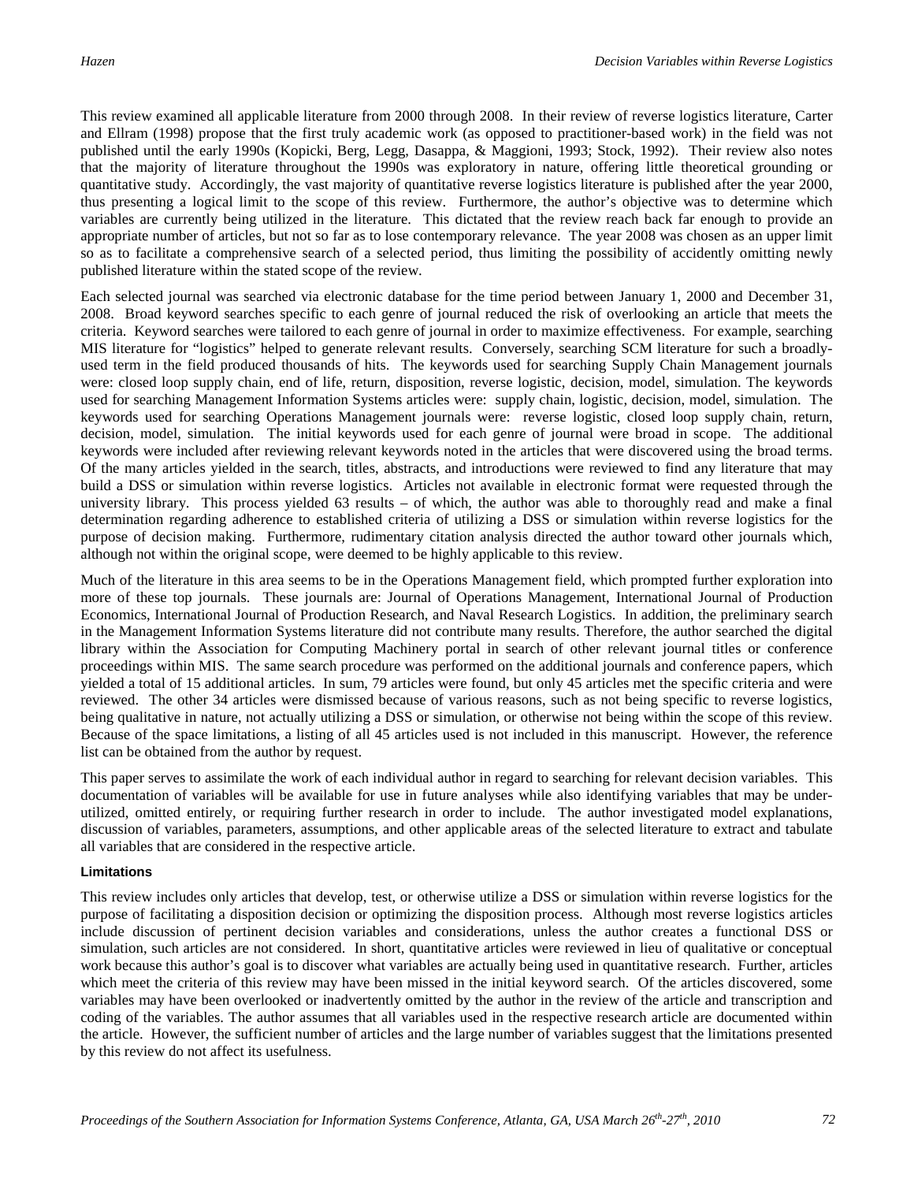This review examined all applicable literature from 2000 through 2008. In their review of reverse logistics literature, Carter and Ellram (1998) propose that the first truly academic work (as opposed to practitioner-based work) in the field was not published until the early 1990s (Kopicki, Berg, Legg, Dasappa, & Maggioni, 1993; Stock, 1992). Their review also notes that the majority of literature throughout the 1990s was exploratory in nature, offering little theoretical grounding or quantitative study. Accordingly, the vast majority of quantitative reverse logistics literature is published after the year 2000, thus presenting a logical limit to the scope of this review. Furthermore, the author's objective was to determine which variables are currently being utilized in the literature. This dictated that the review reach back far enough to provide an appropriate number of articles, but not so far as to lose contemporary relevance. The year 2008 was chosen as an upper limit so as to facilitate a comprehensive search of a selected period, thus limiting the possibility of accidently omitting newly published literature within the stated scope of the review.

Each selected journal was searched via electronic database for the time period between January 1, 2000 and December 31, 2008. Broad keyword searches specific to each genre of journal reduced the risk of overlooking an article that meets the criteria. Keyword searches were tailored to each genre of journal in order to maximize effectiveness. For example, searching MIS literature for "logistics" helped to generate relevant results. Conversely, searching SCM literature for such a broadly-used term in the field produced thousands of hits. The keywords used for searching Supply Chain Management journals were: closed loop supply chain, end of life, return, disposition, reverse logistic, decision, model, simulation. The keywords used for searching Management Information Systems articles were: supply chain, logistic, decision, model, simulation. The keywords used for searching Operations Management journals were: reverse logistic, closed loop supply chain, return, decision, model, simulation. The initial keywords used for each genre of journal were broad in scope. The additional keywords were included after reviewing relevant keywords noted in the articles that were discovered using the broad terms. Of the many articles yielded in the search, titles, abstracts, and introductions were reviewed to find any literature that may build a DSS or simulation within reverse logistics. Articles not available in electronic format were requested through the university library. This process yielded 63 results – of which, the author was able to thoroughly read and make a final determination regarding adherence to established criteria of utilizing a DSS or simulation within reverse logistics for the purpose of decision making. Furthermore, rudimentary citation analysis directed the author toward other journals which, although not within the original scope, were deemed to be highly applicable to this review.

Much of the literature in this area seems to be in the Operations Management field, which prompted further exploration into more of these top journals. These journals are: Journal of Operations Management, International Journal of Production Economics, International Journal of Production Research, and Naval Research Logistics. In addition, the preliminary search in the Management Information Systems literature did not contribute many results. Therefore, the author searched the digital library within the Association for Computing Machinery portal in search of other relevant journal titles or conference proceedings within MIS. The same search procedure was performed on the additional journals and conference papers, which yielded a total of 15 additional articles. In sum, 79 articles were found, but only 45 articles met the specific criteria and were reviewed. The other 34 articles were dismissed because of various reasons, such as not being specific to reverse logistics, being qualitative in nature, not actually utilizing a DSS or simulation, or otherwise not being within the scope of this review. Because of the space limitations, a listing of all 45 articles used is not included in this manuscript. However, the reference list can be obtained from the author by request.

This paper serves to assimilate the work of each individual author in regard to searching for relevant decision variables. This documentation of variables will be available for use in future analyses while also identifying variables that may be under-utilized, omitted entirely, or requiring further research in order to include. The author investigated model explanations, discussion of variables, parameters, assumptions, and other applicable areas of the selected literature to extract and tabulate all variables that are considered in the respective article.

#### Limitations

This review includes only articles that develop, test, or otherwise utilize a DSS or simulation within reverse logistics for the purpose of facilitating a disposition decision or optimizing the disposition process. Although most reverse logistics articles include discussion of pertinent decision variables and considerations, unless the author creates a functional DSS or simulation, such articles are not considered. In short, quantitative articles were reviewed in lieu of qualitative or conceptual work because this author's goal is to discover what variables are actually being used in quantitative research. Further, articles which meet the criteria of this review may have been missed in the initial keyword search. Of the articles discovered, some variables may have been overlooked or inadvertently omitted by the author in the review of the article and transcription and coding of the variables. The author assumes that all variables used in the respective research article are documented within the article. However, the sufficient number of articles and the large number of variables suggest that the limitations presented by this review do not affect its usefulness.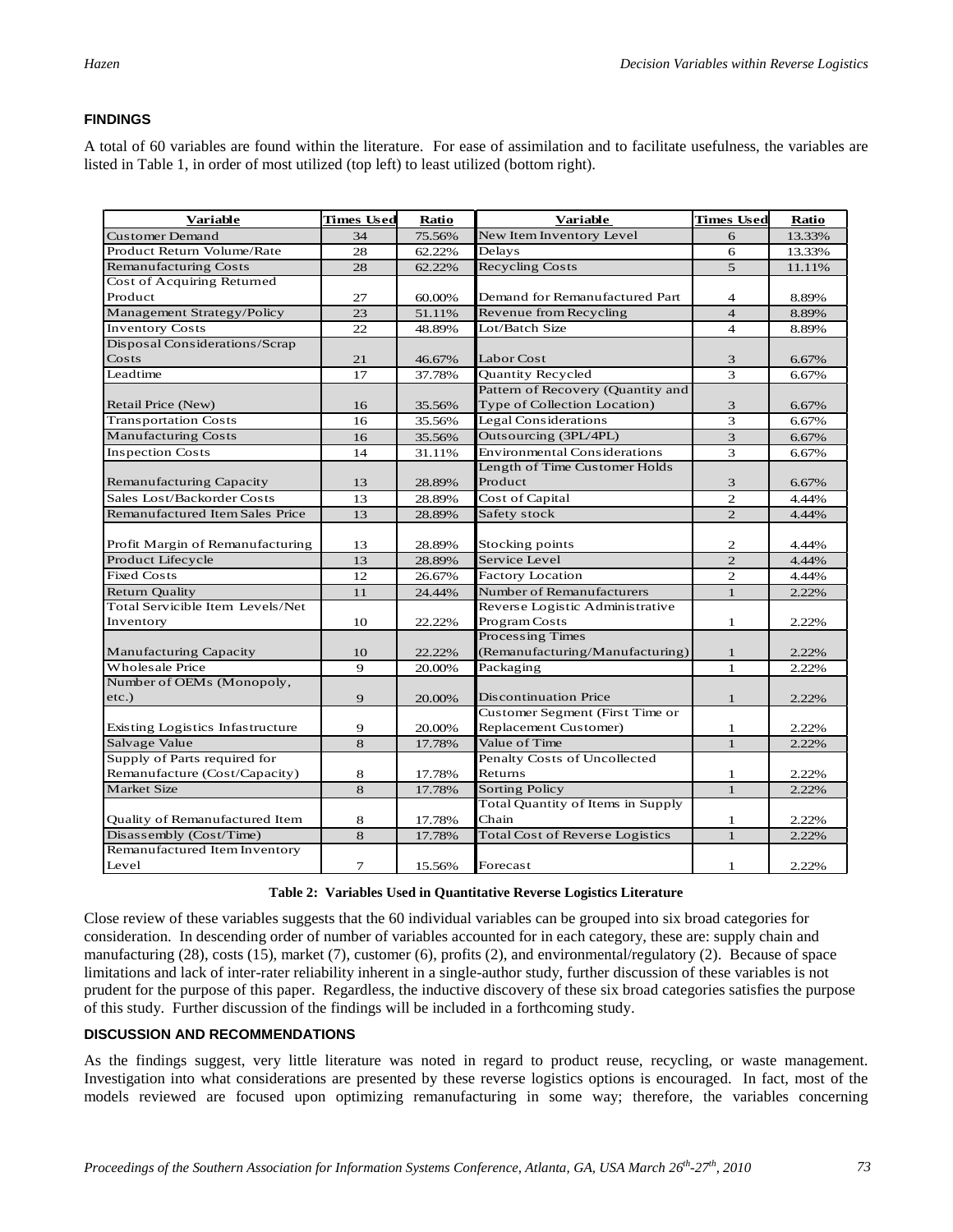## FINDINGS

A total of 60 variables are found within the literature. For ease of assimilation and to facilitate usefulness, the variables are listed in Table 1, in order of most utilized (top left) to least utilized (bottom right).

| Variable | Times Used | Ratio | Variable | Times Used | Ratio |
|---|---|---|---|---|---|
| Customer Demand | 34 | 75.56% | New Item Inventory Level | 6 | 13.33% |
| Product Return Volume/Rate | 28 | 62.22% | Delays | 6 | 13.33% |
| Remanufacturing Costs | 28 | 62.22% | Recycling Costs | 5 | 11.11% |
| Cost of Acquiring Returned Product | 27 | 60.00% | Demand for Remanufactured Part | 4 | 8.89% |
| Management Strategy/Policy | 23 | 51.11% | Revenue from Recycling | 4 | 8.89% |
| Inventory Costs | 22 | 48.89% | Lot/Batch Size | 4 | 8.89% |
| Disposal Considerations/Scrap Costs | 21 | 46.67% | Labor Cost | 3 | 6.67% |
| Leadtime | 17 | 37.78% | Quantity Recycled | 3 | 6.67% |
| Retail Price (New) | 16 | 35.56% | Pattern of Recovery (Quantity and Type of Collection Location) | 3 | 6.67% |
| Transportation Costs | 16 | 35.56% | Legal Considerations | 3 | 6.67% |
| Manufacturing Costs | 16 | 35.56% | Outsourcing (3PL/4PL) | 3 | 6.67% |
| Inspection Costs | 14 | 31.11% | Environmental Considerations | 3 | 6.67% |
| Remanufacturing Capacity | 13 | 28.89% | Length of Time Customer Holds Product | 3 | 6.67% |
| Sales Lost/Backorder Costs | 13 | 28.89% | Cost of Capital | 2 | 4.44% |
| Remanufactured Item Sales Price | 13 | 28.89% | Safety stock | 2 | 4.44% |
| Profit Margin of Remanufacturing | 13 | 28.89% | Stocking points | 2 | 4.44% |
| Product Lifecycle | 13 | 28.89% | Service Level | 2 | 4.44% |
| Fixed Costs | 12 | 26.67% | Factory Location | 2 | 4.44% |
| Return Quality | 11 | 24.44% | Number of Remanufacturers | 1 | 2.22% |
| Total Servicible Item Levels/Net Inventory | 10 | 22.22% | Reverse Logistic Administrative Program Costs | 1 | 2.22% |
| Manufacturing Capacity | 10 | 22.22% | Processing Times (Remanufacturing/Manufacturing) | 1 | 2.22% |
| Wholesale Price | 9 | 20.00% | Packaging | 1 | 2.22% |
| Number of OEMs (Monopoly, etc.) | 9 | 20.00% | Discontinuation Price | 1 | 2.22% |
| Existing Logistics Infastructure | 9 | 20.00% | Customer Segment (First Time or Replacement Customer) | 1 | 2.22% |
| Salvage Value | 8 | 17.78% | Value of Time | 1 | 2.22% |
| Supply of Parts required for Remanufacture (Cost/Capacity) | 8 | 17.78% | Penalty Costs of Uncollected Returns | 1 | 2.22% |
| Market Size | 8 | 17.78% | Sorting Policy | 1 | 2.22% |
| Quality of Remanufactured Item | 8 | 17.78% | Total Quantity of Items in Supply Chain | 1 | 2.22% |
| Disassembly (Cost/Time) | 8 | 17.78% | Total Cost of Reverse Logistics | 1 | 2.22% |
| Remanufactured Item Inventory Level | 7 | 15.56% | Forecast | 1 | 2.22% |

**Table 2: Variables Used in Quantitative Reverse Logistics Literature**

Close review of these variables suggests that the 60 individual variables can be grouped into six broad categories for consideration. In descending order of number of variables accounted for in each category, these are: supply chain and manufacturing (28), costs (15), market (7), customer (6), profits (2), and environmental/regulatory (2). Because of space limitations and lack of inter-rater reliability inherent in a single-author study, further discussion of these variables is not prudent for the purpose of this paper. Regardless, the inductive discovery of these six broad categories satisfies the purpose of this study. Further discussion of the findings will be included in a forthcoming study.

## DISCUSSION AND RECOMMENDATIONS

As the findings suggest, very little literature was noted in regard to product reuse, recycling, or waste management. Investigation into what considerations are presented by these reverse logistics options is encouraged. In fact, most of the models reviewed are focused upon optimizing remanufacturing in some way; therefore, the variables concerning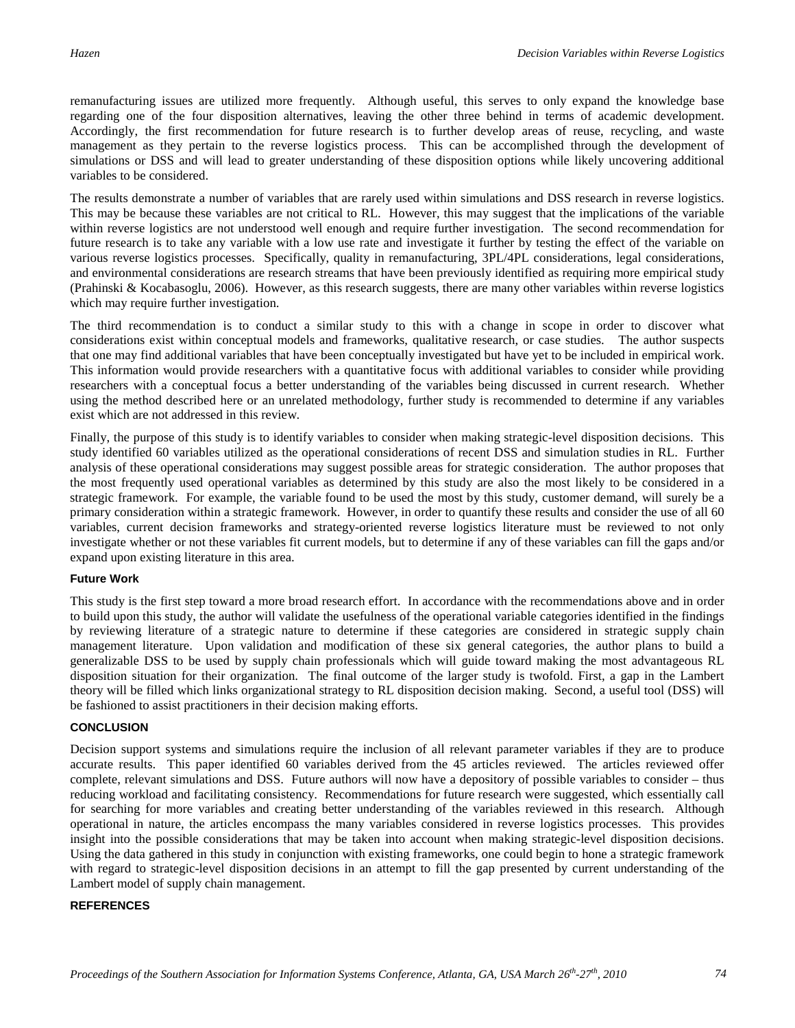remanufacturing issues are utilized more frequently. Although useful, this serves to only expand the knowledge base regarding one of the four disposition alternatives, leaving the other three behind in terms of academic development. Accordingly, the first recommendation for future research is to further develop areas of reuse, recycling, and waste management as they pertain to the reverse logistics process. This can be accomplished through the development of simulations or DSS and will lead to greater understanding of these disposition options while likely uncovering additional variables to be considered.

The results demonstrate a number of variables that are rarely used within simulations and DSS research in reverse logistics. This may be because these variables are not critical to RL. However, this may suggest that the implications of the variable within reverse logistics are not understood well enough and require further investigation. The second recommendation for future research is to take any variable with a low use rate and investigate it further by testing the effect of the variable on various reverse logistics processes. Specifically, quality in remanufacturing, 3PL/4PL considerations, legal considerations, and environmental considerations are research streams that have been previously identified as requiring more empirical study (Prahinski & Kocabasoglu, 2006). However, as this research suggests, there are many other variables within reverse logistics which may require further investigation.

The third recommendation is to conduct a similar study to this with a change in scope in order to discover what considerations exist within conceptual models and frameworks, qualitative research, or case studies. The author suspects that one may find additional variables that have been conceptually investigated but have yet to be included in empirical work. This information would provide researchers with a quantitative focus with additional variables to consider while providing researchers with a conceptual focus a better understanding of the variables being discussed in current research. Whether using the method described here or an unrelated methodology, further study is recommended to determine if any variables exist which are not addressed in this review.

Finally, the purpose of this study is to identify variables to consider when making strategic-level disposition decisions. This study identified 60 variables utilized as the operational considerations of recent DSS and simulation studies in RL. Further analysis of these operational considerations may suggest possible areas for strategic consideration. The author proposes that the most frequently used operational variables as determined by this study are also the most likely to be considered in a strategic framework. For example, the variable found to be used the most by this study, customer demand, will surely be a primary consideration within a strategic framework. However, in order to quantify these results and consider the use of all 60 variables, current decision frameworks and strategy-oriented reverse logistics literature must be reviewed to not only investigate whether or not these variables fit current models, but to determine if any of these variables can fill the gaps and/or expand upon existing literature in this area.

### Future Work

This study is the first step toward a more broad research effort. In accordance with the recommendations above and in order to build upon this study, the author will validate the usefulness of the operational variable categories identified in the findings by reviewing literature of a strategic nature to determine if these categories are considered in strategic supply chain management literature. Upon validation and modification of these six general categories, the author plans to build a generalizable DSS to be used by supply chain professionals which will guide toward making the most advantageous RL disposition situation for their organization. The final outcome of the larger study is twofold. First, a gap in the Lambert theory will be filled which links organizational strategy to RL disposition decision making. Second, a useful tool (DSS) will be fashioned to assist practitioners in their decision making efforts.

## CONCLUSION

Decision support systems and simulations require the inclusion of all relevant parameter variables if they are to produce accurate results. This paper identified 60 variables derived from the 45 articles reviewed. The articles reviewed offer complete, relevant simulations and DSS. Future authors will now have a depository of possible variables to consider – thus reducing workload and facilitating consistency. Recommendations for future research were suggested, which essentially call for searching for more variables and creating better understanding of the variables reviewed in this research. Although operational in nature, the articles encompass the many variables considered in reverse logistics processes. This provides insight into the possible considerations that may be taken into account when making strategic-level disposition decisions. Using the data gathered in this study in conjunction with existing frameworks, one could begin to hone a strategic framework with regard to strategic-level disposition decisions in an attempt to fill the gap presented by current understanding of the Lambert model of supply chain management.

## REFERENCES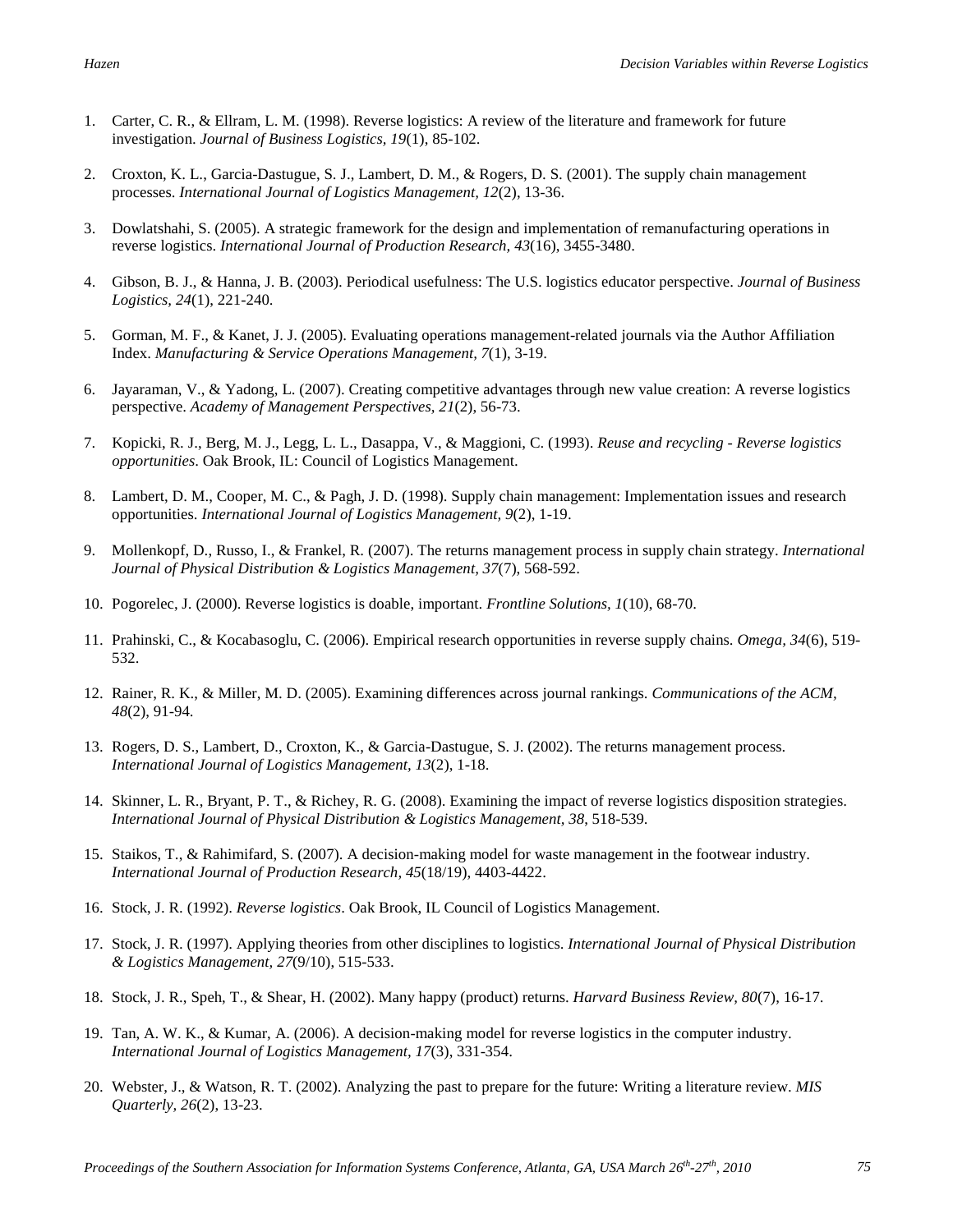1. Carter, C. R., & Ellram, L. M. (1998). Reverse logistics: A review of the literature and framework for future investigation. *Journal of Business Logistics, 19*(1), 85-102.

2. Croxton, K. L., Garcia-Dastugue, S. J., Lambert, D. M., & Rogers, D. S. (2001). The supply chain management processes. *International Journal of Logistics Management, 12*(2), 13-36.

3. Dowlatshahi, S. (2005). A strategic framework for the design and implementation of remanufacturing operations in reverse logistics. *International Journal of Production Research, 43*(16), 3455-3480.

4. Gibson, B. J., & Hanna, J. B. (2003). Periodical usefulness: The U.S. logistics educator perspective. *Journal of Business Logistics, 24*(1), 221-240.

5. Gorman, M. F., & Kanet, J. J. (2005). Evaluating operations management-related journals via the Author Affiliation Index. *Manufacturing & Service Operations Management, 7*(1), 3-19.

6. Jayaraman, V., & Yadong, L. (2007). Creating competitive advantages through new value creation: A reverse logistics perspective. *Academy of Management Perspectives, 21*(2), 56-73.

7. Kopicki, R. J., Berg, M. J., Legg, L. L., Dasappa, V., & Maggioni, C. (1993). *Reuse and recycling - Reverse logistics opportunities*. Oak Brook, IL: Council of Logistics Management.

8. Lambert, D. M., Cooper, M. C., & Pagh, J. D. (1998). Supply chain management: Implementation issues and research opportunities. *International Journal of Logistics Management, 9*(2), 1-19.

9. Mollenkopf, D., Russo, I., & Frankel, R. (2007). The returns management process in supply chain strategy. *International Journal of Physical Distribution & Logistics Management, 37*(7), 568-592.

10. Pogorelec, J. (2000). Reverse logistics is doable, important. *Frontline Solutions, 1*(10), 68-70.

11. Prahinski, C., & Kocabasoglu, C. (2006). Empirical research opportunities in reverse supply chains. *Omega, 34*(6), 519-532.

12. Rainer, R. K., & Miller, M. D. (2005). Examining differences across journal rankings. *Communications of the ACM, 48*(2), 91-94.

13. Rogers, D. S., Lambert, D., Croxton, K., & Garcia-Dastugue, S. J. (2002). The returns management process. *International Journal of Logistics Management, 13*(2), 1-18.

14. Skinner, L. R., Bryant, P. T., & Richey, R. G. (2008). Examining the impact of reverse logistics disposition strategies. *International Journal of Physical Distribution & Logistics Management, 38*, 518-539.

15. Staikos, T., & Rahimifard, S. (2007). A decision-making model for waste management in the footwear industry. *International Journal of Production Research, 45*(18/19), 4403-4422.

16. Stock, J. R. (1992). *Reverse logistics*. Oak Brook, IL Council of Logistics Management.

17. Stock, J. R. (1997). Applying theories from other disciplines to logistics. *International Journal of Physical Distribution & Logistics Management, 27*(9/10), 515-533.

18. Stock, J. R., Speh, T., & Shear, H. (2002). Many happy (product) returns. *Harvard Business Review, 80*(7), 16-17.

19. Tan, A. W. K., & Kumar, A. (2006). A decision-making model for reverse logistics in the computer industry. *International Journal of Logistics Management, 17*(3), 331-354.

20. Webster, J., & Watson, R. T. (2002). Analyzing the past to prepare for the future: Writing a literature review. *MIS Quarterly, 26*(2), 13-23.